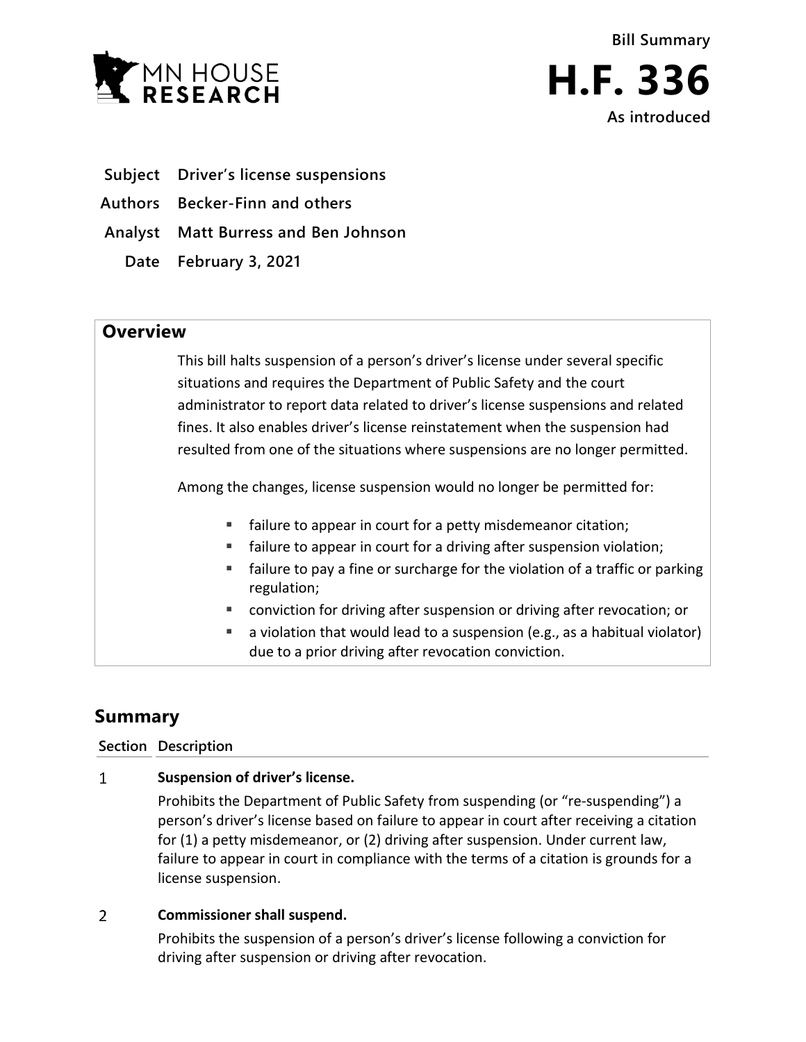MN HOUSE RESEARCH

**Bill Summary**

# H.F. 336

**As introduced**

| | |
|---|---|
| **Subject** | **Driver's license suspensions** |
| **Authors** | **Becker-Finn and others** |
| **Analyst** | **Matt Burress and Ben Johnson** |
| **Date** | **February 3, 2021** |

## Overview

This bill halts suspension of a person's driver's license under several specific situations and requires the Department of Public Safety and the court administrator to report data related to driver's license suspensions and related fines. It also enables driver's license reinstatement when the suspension had resulted from one of the situations where suspensions are no longer permitted.

Among the changes, license suspension would no longer be permitted for:

- failure to appear in court for a petty misdemeanor citation;
- failure to appear in court for a driving after suspension violation;
- failure to pay a fine or surcharge for the violation of a traffic or parking regulation;
- conviction for driving after suspension or driving after revocation; or
- a violation that would lead to a suspension (e.g., as a habitual violator) due to a prior driving after revocation conviction.

## Summary

| Section | Description |
|---|---|
| 1 | **Suspension of driver's license.**<br>Prohibits the Department of Public Safety from suspending (or "re-suspending") a person's driver's license based on failure to appear in court after receiving a citation for (1) a petty misdemeanor, or (2) driving after suspension. Under current law, failure to appear in court in compliance with the terms of a citation is grounds for a license suspension. |
| 2 | **Commissioner shall suspend.**<br>Prohibits the suspension of a person's driver's license following a conviction for driving after suspension or driving after revocation. |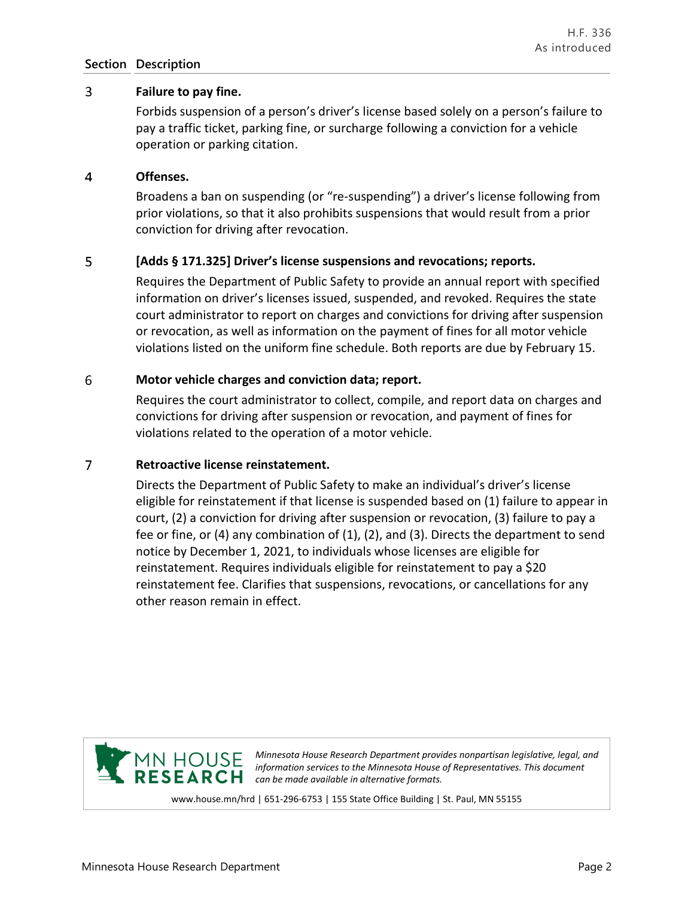| Section | Description |
|---|---|
| 3 | **Failure to pay fine.**<br>Forbids suspension of a person's driver's license based solely on a person's failure to pay a traffic ticket, parking fine, or surcharge following a conviction for a vehicle operation or parking citation. |
| 4 | **Offenses.**<br>Broadens a ban on suspending (or "re-suspending") a driver's license following from prior violations, so that it also prohibits suspensions that would result from a prior conviction for driving after revocation. |
| 5 | **[Adds § 171.325] Driver's license suspensions and revocations; reports.**<br>Requires the Department of Public Safety to provide an annual report with specified information on driver's licenses issued, suspended, and revoked. Requires the state court administrator to report on charges and convictions for driving after suspension or revocation, as well as information on the payment of fines for all motor vehicle violations listed on the uniform fine schedule. Both reports are due by February 15. |
| 6 | **Motor vehicle charges and conviction data; report.**<br>Requires the court administrator to collect, compile, and report data on charges and convictions for driving after suspension or revocation, and payment of fines for violations related to the operation of a motor vehicle. |
| 7 | **Retroactive license reinstatement.**<br>Directs the Department of Public Safety to make an individual's driver's license eligible for reinstatement if that license is suspended based on (1) failure to appear in court, (2) a conviction for driving after suspension or revocation, (3) failure to pay a fee or fine, or (4) any combination of (1), (2), and (3). Directs the department to send notice by December 1, 2021, to individuals whose licenses are eligible for reinstatement. Requires individuals eligible for reinstatement to pay a $20 reinstatement fee. Clarifies that suspensions, revocations, or cancellations for any other reason remain in effect. |

MN HOUSE RESEARCH

*Minnesota House Research Department provides nonpartisan legislative, legal, and information services to the Minnesota House of Representatives. This document can be made available in alternative formats.*

www.house.mn/hrd | 651-296-6753 | 155 State Office Building | St. Paul, MN 55155